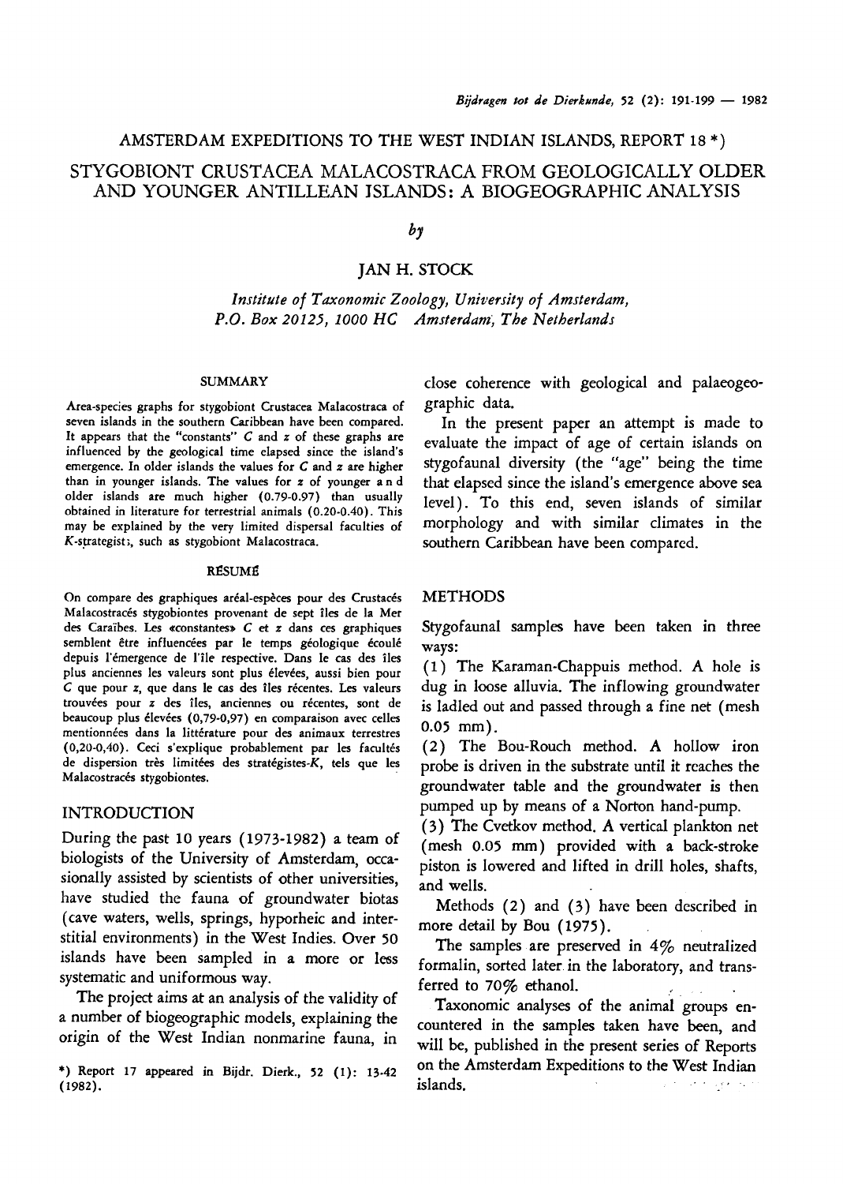# AMSTERDAM EXPEDITIONS TO THE WEST INDIAN ISLANDS, REPORT 18 *)

# STYGOBIONT CRUSTACEA MALACOSTRACA FROM GEOLOGICALLY OLDER AND YOUNGER ANTILLEAN ISLANDS: A BIOGEOGRAPHIC ANALYSIS

*by*

JAN H. STOCK

*Institute of Taxonomic Zoology, University of Amsterdam, P.O. Box 20125, 1000 HC Amsterdam, The Netherlands*

#### SUMMARY

Area-species graphs for stygobiont Crustacea Malacostraca of seven islands in the southern Caribbean have been compared. It appears that the "constants" $C$ and $z$ of these graphs are influenced by the geological time elapsed since the island's emergence. In older islands the values for $C$ and $z$ are higher than in younger islands. The values for $z$ of younger and older islands are much higher (0.79-0.97) than usually obtained in literature for terrestrial animals (0.20-0.40). This may be explained by the very limited dispersal faculties of $K$-strategists, such as stygobiont Malacostraca.

#### RÉSUMÉ

On compare des graphiques aréal-espèces pour des Crustacés Malacostracés stygobiontes provenant de sept îles de la Mer des Caraïbes. Les «constantes» $C$ et $z$ dans ces graphiques semblent être influencées par le temps géologique écoulé depuis l'émergence de l'île respective. Dans le cas des îles plus anciennes les valeurs sont plus élevées, aussi bien pour $C$ que pour $z$, que dans le cas des îles récentes. Les valeurs trouvées pour $z$ des îles, anciennes ou récentes, sont de beaucoup plus élevées (0,79-0,97) en comparaison avec celles mentionnées dans la littérature pour des animaux terrestres (0,20-0,40). Ceci s'explique probablement par les facultés de dispersion très limitées des stratégistes-$K$, tels que les Malacostracés stygobiontes.

## INTRODUCTION

During the past 10 years (1973-1982) a team of biologists of the University of Amsterdam, occasionally assisted by scientists of other universities, have studied the fauna of groundwater biotas (cave waters, wells, springs, hyporheic and interstitial environments) in the West Indies. Over 50 islands have been sampled in a more or less systematic and uniformous way.

The project aims at an analysis of the validity of a number of biogeographic models, explaining the origin of the West Indian nonmarine fauna, in close coherence with geological and palaeogeographic data.

In the present paper an attempt is made to evaluate the impact of age of certain islands on stygofaunal diversity (the "age" being the time that elapsed since the island's emergence above sea level). To this end, seven islands of similar morphology and with similar climates in the southern Caribbean have been compared.

## METHODS

Stygofaunal samples have been taken in three ways:

(1) The Karaman-Chappuis method. A hole is dug in loose alluvia. The inflowing groundwater is ladled out and passed through a fine net (mesh 0.05 mm).

(2) The Bou-Rouch method. A hollow iron probe is driven in the substrate until it reaches the groundwater table and the groundwater is then pumped up by means of a Norton hand-pump.

(3) The Cvetkov method. A vertical plankton net (mesh 0.05 mm) provided with a back-stroke piston is lowered and lifted in drill holes, shafts, and wells.

Methods (2) and (3) have been described in more detail by Bou (1975).

The samples are preserved in 4% neutralized formalin, sorted later in the laboratory, and transferred to 70% ethanol.

Taxonomic analyses of the animal groups encountered in the samples taken have been, and will be, published in the present series of Reports on the Amsterdam Expeditions to the West Indian islands.

*) Report 17 appeared in Bijdr. Dierk., 52 (1): 13-42 (1982).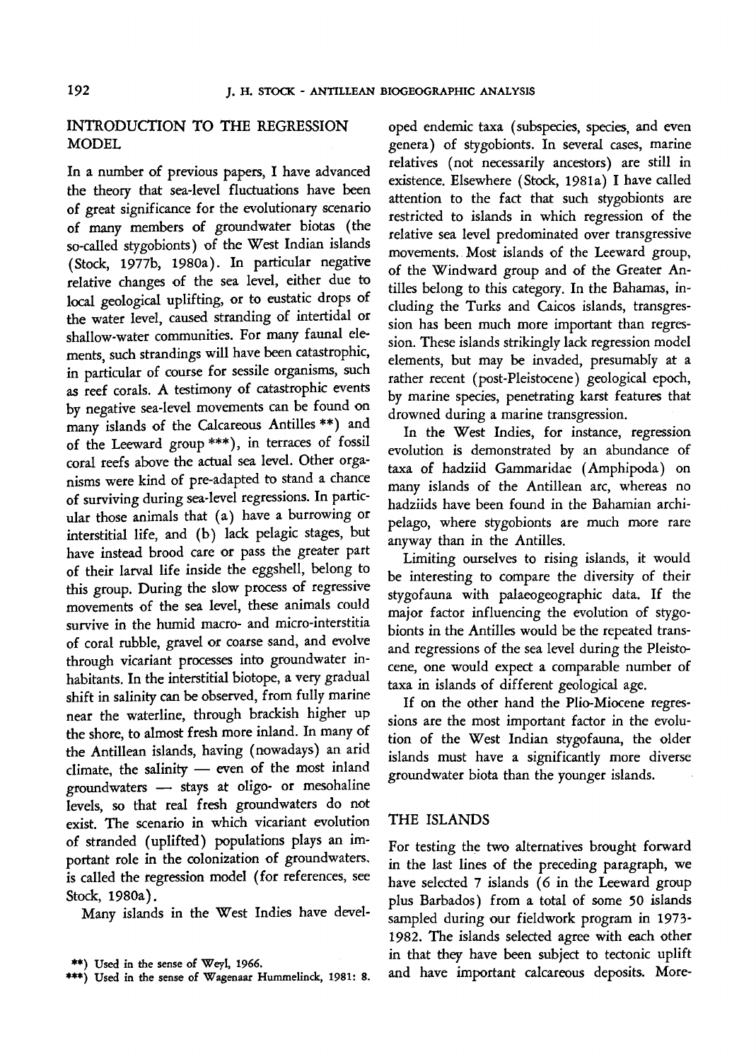## INTRODUCTION TO THE REGRESSION MODEL

In a number of previous papers, I have advanced the theory that sea-level fluctuations have been of great significance for the evolutionary scenario of many members of groundwater biotas (the so-called stygobionts) of the West Indian islands (Stock, 1977b, 1980a). In particular negative relative changes of the sea level, either due to local geological uplifting, or to eustatic drops of the water level, caused stranding of intertidal or shallow-water communities. For many faunal elements, such strandings will have been catastrophic, in particular of course for sessile organisms, such as reef corals. A testimony of catastrophic events by negative sea-level movements can be found on many islands of the Calcareous Antilles **) and of the Leeward group ***), in terraces of fossil coral reefs above the actual sea level. Other organisms were kind of pre-adapted to stand a chance of surviving during sea-level regressions. In particular those animals that (a) have a burrowing or interstitial life, and (b) lack pelagic stages, but have instead brood care or pass the greater part of their larval life inside the eggshell, belong to this group. During the slow process of regressive movements of the sea level, these animals could survive in the humid macro- and micro-interstitia of coral rubble, gravel or coarse sand, and evolve through vicariant processes into groundwater inhabitants. In the interstitial biotope, a very gradual shift in salinity can be observed, from fully marine near the waterline, through brackish higher up the shore, to almost fresh more inland. In many of the Antillean islands, having (nowadays) an arid climate, the salinity — even of the most inland groundwaters — stays at oligo- or mesohaline levels, so that real fresh groundwaters do not exist. The scenario in which vicariant evolution of stranded (uplifted) populations plays an important role in the colonization of groundwaters, is called the regression model (for references, see Stock, 1980a).

Many islands in the West Indies have developed endemic taxa (subspecies, species, and even genera) of stygobionts. In several cases, marine relatives (not necessarily ancestors) are still in existence. Elsewhere (Stock, 1981a) I have called attention to the fact that such stygobionts are restricted to islands in which regression of the relative sea level predominated over transgressive movements. Most islands of the Leeward group, of the Windward group and of the Greater Antilles belong to this category. In the Bahamas, including the Turks and Caicos islands, transgression has been much more important than regression. These islands strikingly lack regression model elements, but may be invaded, presumably at a rather recent (post-Pleistocene) geological epoch, by marine species, penetrating karst features that drowned during a marine transgression.

In the West Indies, for instance, regression evolution is demonstrated by an abundance of taxa of hadziid Gammaridae (Amphipoda) on many islands of the Antillean arc, whereas no hadziids have been found in the Bahamian archipelago, where stygobionts are much more rare anyway than in the Antilles.

Limiting ourselves to rising islands, it would be interesting to compare the diversity of their stygofauna with palaeogeographic data. If the major factor influencing the evolution of stygobionts in the Antilles would be the repeated trans- and regressions of the sea level during the Pleistocene, one would expect a comparable number of taxa in islands of different geological age.

If on the other hand the Plio-Miocene regressions are the most important factor in the evolution of the West Indian stygofauna, the older islands must have a significantly more diverse groundwater biota than the younger islands.

## THE ISLANDS

For testing the two alternatives brought forward in the last lines of the preceding paragraph, we have selected 7 islands (6 in the Leeward group plus Barbados) from a total of some 50 islands sampled during our fieldwork program in 1973-1982. The islands selected agree with each other in that they have been subject to tectonic uplift and have important calcareous deposits. More-

**) Used in the sense of Weyl, 1966.

***) Used in the sense of Wagenaar Hummelinck, 1981: 8.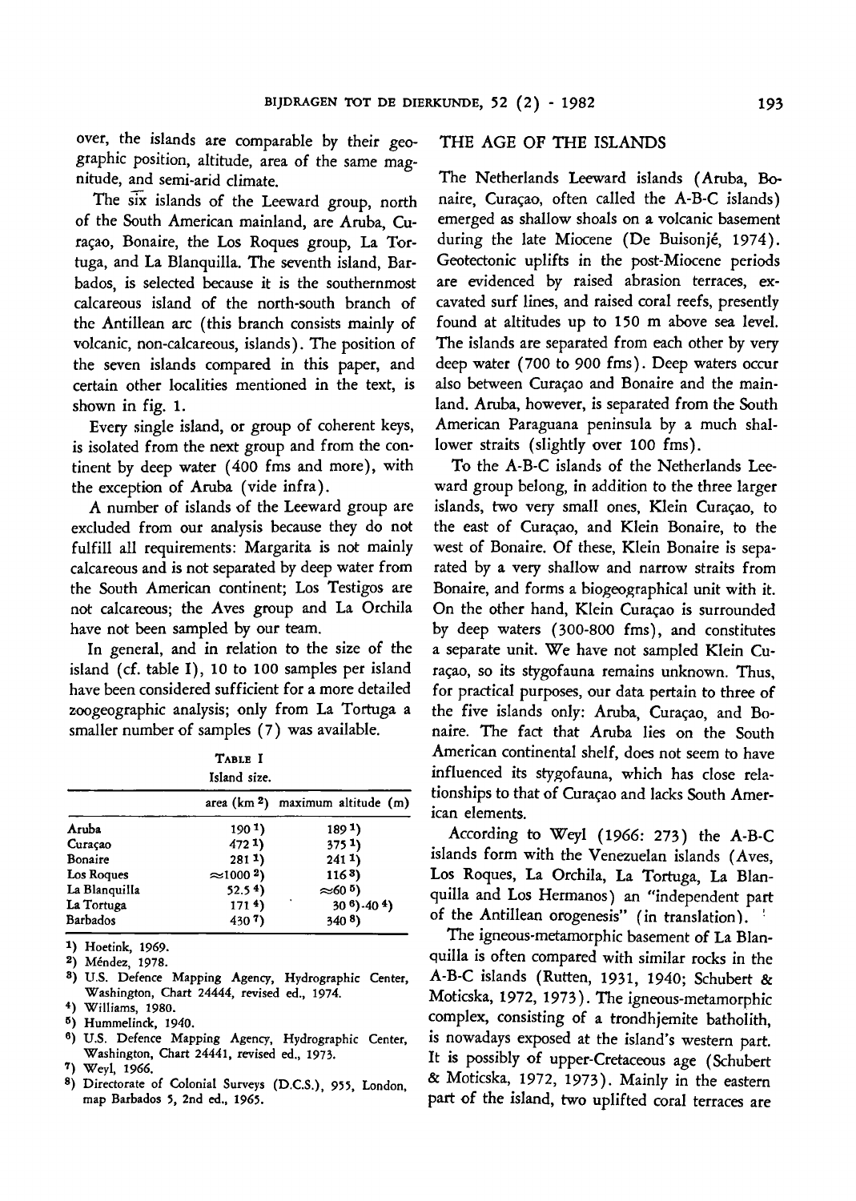over, the islands are comparable by their geographic position, altitude, area of the same magnitude, and semi-arid climate.

The six islands of the Leeward group, north of the South American mainland, are Aruba, Curaçao, Bonaire, the Los Roques group, La Tortuga, and La Blanquilla. The seventh island, Barbados, is selected because it is the southernmost calcareous island of the north-south branch of the Antillean arc (this branch consists mainly of volcanic, non-calcareous, islands). The position of the seven islands compared in this paper, and certain other localities mentioned in the text, is shown in fig. 1.

Every single island, or group of coherent keys, is isolated from the next group and from the continent by deep water (400 fms and more), with the exception of Aruba (vide infra).

A number of islands of the Leeward group are excluded from our analysis because they do not fulfill all requirements: Margarita is not mainly calcareous and is not separated by deep water from the South American continent; Los Testigos are not calcareous; the Aves group and La Orchila have not been sampled by our team.

In general, and in relation to the size of the island (cf. table I), 10 to 100 samples per island have been considered sufficient for a more detailed zoogeographic analysis; only from La Tortuga a smaller number of samples (7) was available.

TABLE I
Island size.

| | area ($km^2$) | maximum altitude (m) |
|---|---|---|
| Aruba | 190 [1] | 189 [1] |
| Curaçao | 472 [1] | 375 [1] |
| Bonaire | 281 [1] | 241 [1] |
| Los Roques | ≈1000 [2] | 116 [3] |
| La Blanquilla | 52.5 [4] | ≈60 [5] |
| La Tortuga | 171 [4] | 30 [6]-40 [4] |
| Barbados | 430 [7] | 340 [8] |

[1] Hoetink, 1969.
[2] Méndez, 1978.
[3] U.S. Defence Mapping Agency, Hydrographic Center, Washington, Chart 24444, revised ed., 1974.
[4] Williams, 1980.
[5] Hummelinck, 1940.
[6] U.S. Defence Mapping Agency, Hydrographic Center, Washington, Chart 24441, revised ed., 1973.
[7] Weyl, 1966.
[8] Directorate of Colonial Surveys (D.C.S.), 955, London, map Barbados 5, 2nd ed., 1965.

## THE AGE OF THE ISLANDS

The Netherlands Leeward islands (Aruba, Bonaire, Curaçao, often called the A-B-C islands) emerged as shallow shoals on a volcanic basement during the late Miocene (De Buisonjé, 1974). Geotectonic uplifts in the post-Miocene periods are evidenced by raised abrasion terraces, excavated surf lines, and raised coral reefs, presently found at altitudes up to 150 m above sea level. The islands are separated from each other by very deep water (700 to 900 fms). Deep waters occur also between Curaçao and Bonaire and the mainland. Aruba, however, is separated from the South American Paraguana peninsula by a much shallower straits (slightly over 100 fms).

To the A-B-C islands of the Netherlands Leeward group belong, in addition to the three larger islands, two very small ones, Klein Curaçao, to the east of Curaçao, and Klein Bonaire, to the west of Bonaire. Of these, Klein Bonaire is separated by a very shallow and narrow straits from Bonaire, and forms a biogeographical unit with it. On the other hand, Klein Curaçao is surrounded by deep waters (300-800 fms), and constitutes a separate unit. We have not sampled Klein Curaçao, so its stygofauna remains unknown. Thus, for practical purposes, our data pertain to three of the five islands only: Aruba, Curaçao, and Bonaire. The fact that Aruba lies on the South American continental shelf, does not seem to have influenced its stygofauna, which has close relationships to that of Curaçao and lacks South American elements.

According to Weyl (1966: 273) the A-B-C islands form with the Venezuelan islands (Aves, Los Roques, La Orchila, La Tortuga, La Blanquilla and Los Hermanos) an "independent part of the Antillean orogenesis" (in translation).

The igneous-metamorphic basement of La Blanquilla is often compared with similar rocks in the A-B-C islands (Rutten, 1931, 1940; Schubert & Moticska, 1972, 1973). The igneous-metamorphic complex, consisting of a trondhjemite batholith, is nowadays exposed at the island's western part. It is possibly of upper-Cretaceous age (Schubert & Moticska, 1972, 1973). Mainly in the eastern part of the island, two uplifted coral terraces are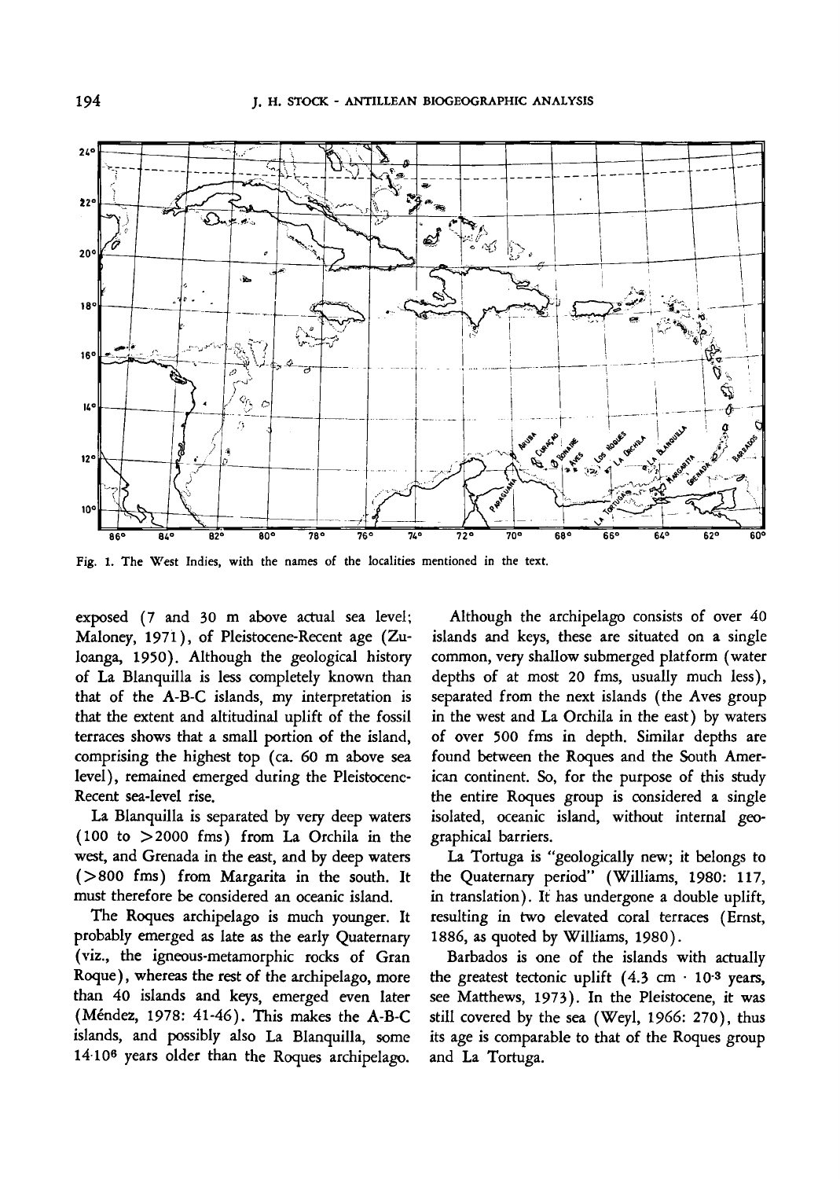Fig. 1. The West Indies, with the names of the localities mentioned in the text.

exposed (7 and 30 m above actual sea level; Maloney, 1971), of Pleistocene-Recent age (Zuloanga, 1950). Although the geological history of La Blanquilla is less completely known than that of the A-B-C islands, my interpretation is that the extent and altitudinal uplift of the fossil terraces shows that a small portion of the island, comprising the highest top (ca. 60 m above sea level), remained emerged during the Pleistocene-Recent sea-level rise.

La Blanquilla is separated by very deep waters (100 to >2000 fms) from La Orchila in the west, and Grenada in the east, and by deep waters (>800 fms) from Margarita in the south. It must therefore be considered an oceanic island.

The Roques archipelago is much younger. It probably emerged as late as the early Quaternary (viz., the igneous-metamorphic rocks of Gran Roque), whereas the rest of the archipelago, more than 40 islands and keys, emerged even later (Méndez, 1978: 41-46). This makes the A-B-C islands, and possibly also La Blanquilla, some $14 \cdot 10^6$ years older than the Roques archipelago.

Although the archipelago consists of over 40 islands and keys, these are situated on a single common, very shallow submerged platform (water depths of at most 20 fms, usually much less), separated from the next islands (the Aves group in the west and La Orchila in the east) by waters of over 500 fms in depth. Similar depths are found between the Roques and the South American continent. So, for the purpose of this study the entire Roques group is considered a single isolated, oceanic island, without internal geographical barriers.

La Tortuga is "geologically new; it belongs to the Quaternary period" (Williams, 1980: 117, in translation). It has undergone a double uplift, resulting in two elevated coral terraces (Ernst, 1886, as quoted by Williams, 1980).

Barbados is one of the islands with actually the greatest tectonic uplift ($4.3$ cm $\cdot$ $10^{3}$ years, see Matthews, 1973). In the Pleistocene, it was still covered by the sea (Weyl, 1966: 270), thus its age is comparable to that of the Roques group and La Tortuga.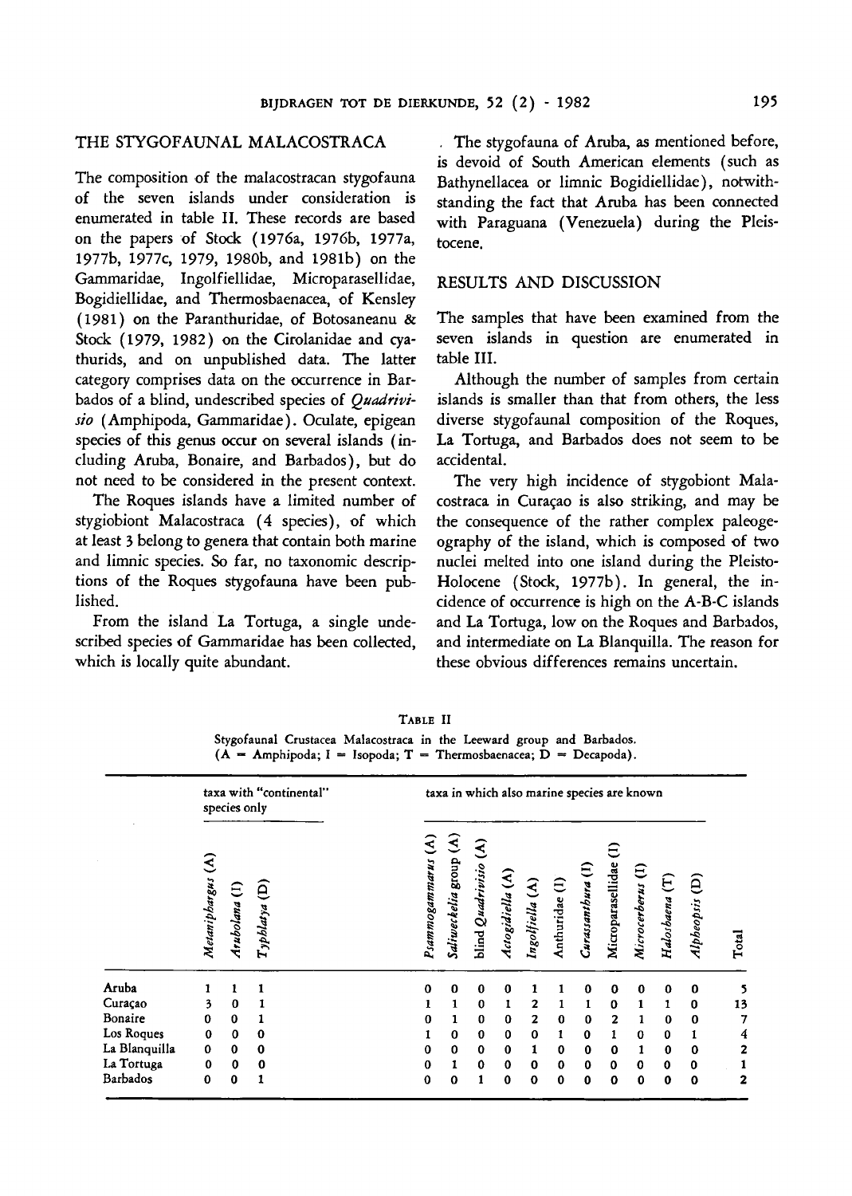## THE STYGOFAUNAL MALACOSTRACA

The composition of the malacostracan stygofauna of the seven islands under consideration is enumerated in table II. These records are based on the papers of Stock (1976a, 1976b, 1977a, 1977b, 1977c, 1979, 1980b, and 1981b) on the Gammaridae, Ingolfiellidae, Microparasellidae, Bogidiellidae, and Thermosbaenacea, of Kensley (1981) on the Paranthuridae, of Botosaneanu & Stock (1979, 1982) on the Cirolanidae and cyathurids, and on unpublished data. The latter category comprises data on the occurrence in Barbados of a blind, undescribed species of *Quadrivisio* (Amphipoda, Gammaridae). Oculate, epigean species of this genus occur on several islands (including Aruba, Bonaire, and Barbados), but do not need to be considered in the present context.

The Roques islands have a limited number of stygiobiont Malacostraca (4 species), of which at least 3 belong to genera that contain both marine and limnic species. So far, no taxonomic descriptions of the Roques stygofauna have been published.

From the island La Tortuga, a single undescribed species of Gammaridae has been collected, which is locally quite abundant.

The stygofauna of Aruba, as mentioned before, is devoid of South American elements (such as Bathynellacea or limnic Bogidiellidae), notwithstanding the fact that Aruba has been connected with Paraguana (Venezuela) during the Pleistocene.

## RESULTS AND DISCUSSION

The samples that have been examined from the seven islands in question are enumerated in table III.

Although the number of samples from certain islands is smaller than that from others, the less diverse stygofaunal composition of the Roques, La Tortuga, and Barbados does not seem to be accidental.

The very high incidence of stygobiont Malacostraca in Curaçao is also striking, and may be the consequence of the rather complex paleogeography of the island, which is composed of two nuclei melted into one island during the Pleisto-Holocene (Stock, 1977b). In general, the incidence of occurrence is high on the A-B-C islands and La Tortuga, low on the Roques and Barbados, and intermediate on La Blanquilla. The reason for these obvious differences remains uncertain.

TABLE II

Stygofaunal Crustacea Malacostraca in the Leeward group and Barbados. (A = Amphipoda; I = Isopoda; T = Thermosbaenacea; D = Decapoda).

| | taxa with "continental" species only | | | taxa in which also marine species are known | | | | | | | | | | | | |
|---|---|---|---|---|---|---|---|---|---|---|---|---|---|---|---|
| | *Metaniphargus* (A) | *Arubolana* (I) | *Typhlatya* (D) | *Psammogammarus* (A) | *Saliweckelia* group (A) | blind *Quadrivisio* (A) | *Actogidiella* (A) | *Ingolfiella* (A) | Anthuridae (I) | *Curassanthura* (I) | Microparasellidae (I) | *Microcerberus* (I) | *Halosbaena* (T) | *Alpheopsis* (D) | Total |
| Aruba | 1 | 1 | 1 | 0 | 0 | 0 | 0 | 1 | 1 | 0 | 0 | 0 | 0 | 0 | 5 |
| Curaçao | 3 | 0 | 1 | 1 | 1 | 0 | 1 | 2 | 1 | 1 | 0 | 1 | 1 | 0 | 13 |
| Bonaire | 0 | 0 | 1 | 0 | 1 | 0 | 0 | 2 | 0 | 0 | 2 | 1 | 0 | 0 | 7 |
| Los Roques | 0 | 0 | 0 | 1 | 0 | 0 | 0 | 0 | 1 | 0 | 1 | 0 | 0 | 1 | 4 |
| La Blanquilla | 0 | 0 | 0 | 0 | 0 | 0 | 0 | 1 | 0 | 0 | 0 | 1 | 0 | 0 | 2 |
| La Tortuga | 0 | 0 | 0 | 0 | 1 | 0 | 0 | 0 | 0 | 0 | 0 | 0 | 0 | 0 | 1 |
| Barbados | 0 | 0 | 1 | 0 | 0 | 1 | 0 | 0 | 0 | 0 | 0 | 0 | 0 | 0 | 2 |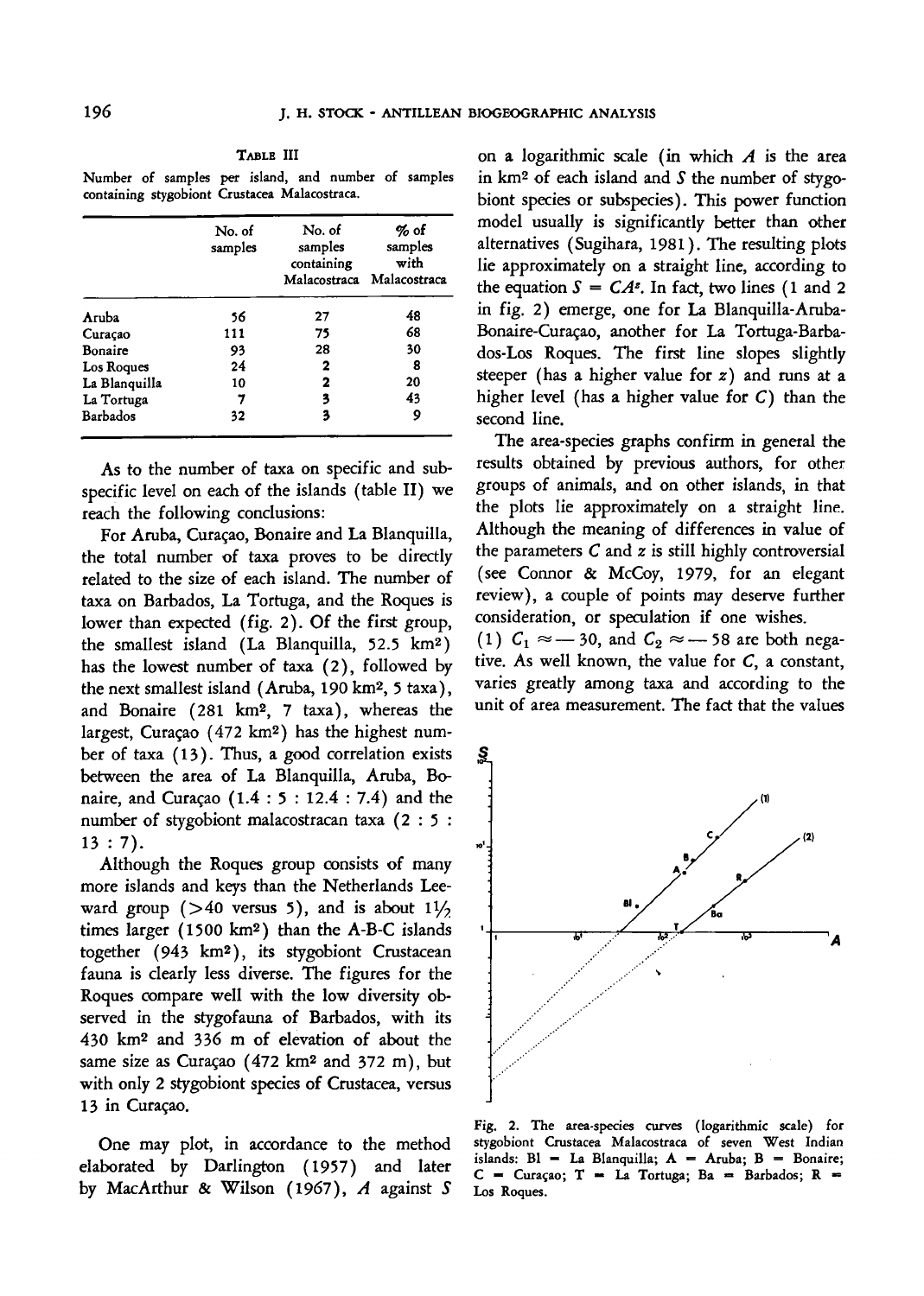TABLE III

Number of samples per island, and number of samples containing stygobiont Crustacea Malacostraca.

| | No. of samples | No. of samples containing Malacostraca | % of samples with Malacostraca |
|---|---|---|---|
| Aruba | 56 | 27 | 48 |
| Curaçao | 111 | 75 | 68 |
| Bonaire | 93 | 28 | 30 |
| Los Roques | 24 | 2 | 8 |
| La Blanquilla | 10 | 2 | 20 |
| La Tortuga | 7 | 3 | 43 |
| Barbados | 32 | 3 | 9 |

As to the number of taxa on specific and subspecific level on each of the islands (table II) we reach the following conclusions:

For Aruba, Curaçao, Bonaire and La Blanquilla, the total number of taxa proves to be directly related to the size of each island. The number of taxa on Barbados, La Tortuga, and the Roques is lower than expected (fig. 2). Of the first group, the smallest island (La Blanquilla, 52.5 km²) has the lowest number of taxa (2), followed by the next smallest island (Aruba, 190 km², 5 taxa), and Bonaire (281 km², 7 taxa), whereas the largest, Curaçao (472 km²) has the highest number of taxa (13). Thus, a good correlation exists between the area of La Blanquilla, Aruba, Bonaire, and Curaçao (1.4 : 5 : 12.4 : 7.4) and the number of stygobiont malacostracan taxa (2 : 5 : 13 : 7).

Although the Roques group consists of many more islands and keys than the Netherlands Leeward group (>40 versus 5), and is about 1½ times larger (1500 km²) than the A-B-C islands together (943 km²), its stygobiont Crustacean fauna is clearly less diverse. The figures for the Roques compare well with the low diversity observed in the stygofauna of Barbados, with its 430 km² and 336 m of elevation of about the same size as Curaçao (472 km² and 372 m), but with only 2 stygobiont species of Crustacea, versus 13 in Curaçao.

One may plot, in accordance to the method elaborated by Darlington (1957) and later by MacArthur & Wilson (1967), $A$ against $S$ on a logarithmic scale (in which $A$ is the area in km² of each island and $S$ the number of stygobiont species or subspecies). This power function model usually is significantly better than other alternatives (Sugihara, 1981). The resulting plots lie approximately on a straight line, according to the equation $S = CA^z$. In fact, two lines (1 and 2 in fig. 2) emerge, one for La Blanquilla-Aruba-Bonaire-Curaçao, another for La Tortuga-Barbados-Los Roques. The first line slopes slightly steeper (has a higher value for $z$) and runs at a higher level (has a higher value for $C$) than the second line.

The area-species graphs confirm in general the results obtained by previous authors, for other groups of animals, and on other islands, in that the plots lie approximately on a straight line. Although the meaning of differences in value of the parameters $C$ and $z$ is still highly controversial (see Connor & McCoy, 1979, for an elegant review), a couple of points may deserve further consideration, or speculation if one wishes.

(1) $C_1 \approx -30$, and $C_2 \approx -58$ are both negative. As well known, the value for $C$, a constant, varies greatly among taxa and according to the unit of area measurement. The fact that the values

Fig. 2. The area-species curves (logarithmic scale) for stygobiont Crustacea Malacostraca of seven West Indian islands: Bl = La Blanquilla; A = Aruba; B = Bonaire; C = Curaçao; T = La Tortuga; Ba = Barbados; R = Los Roques.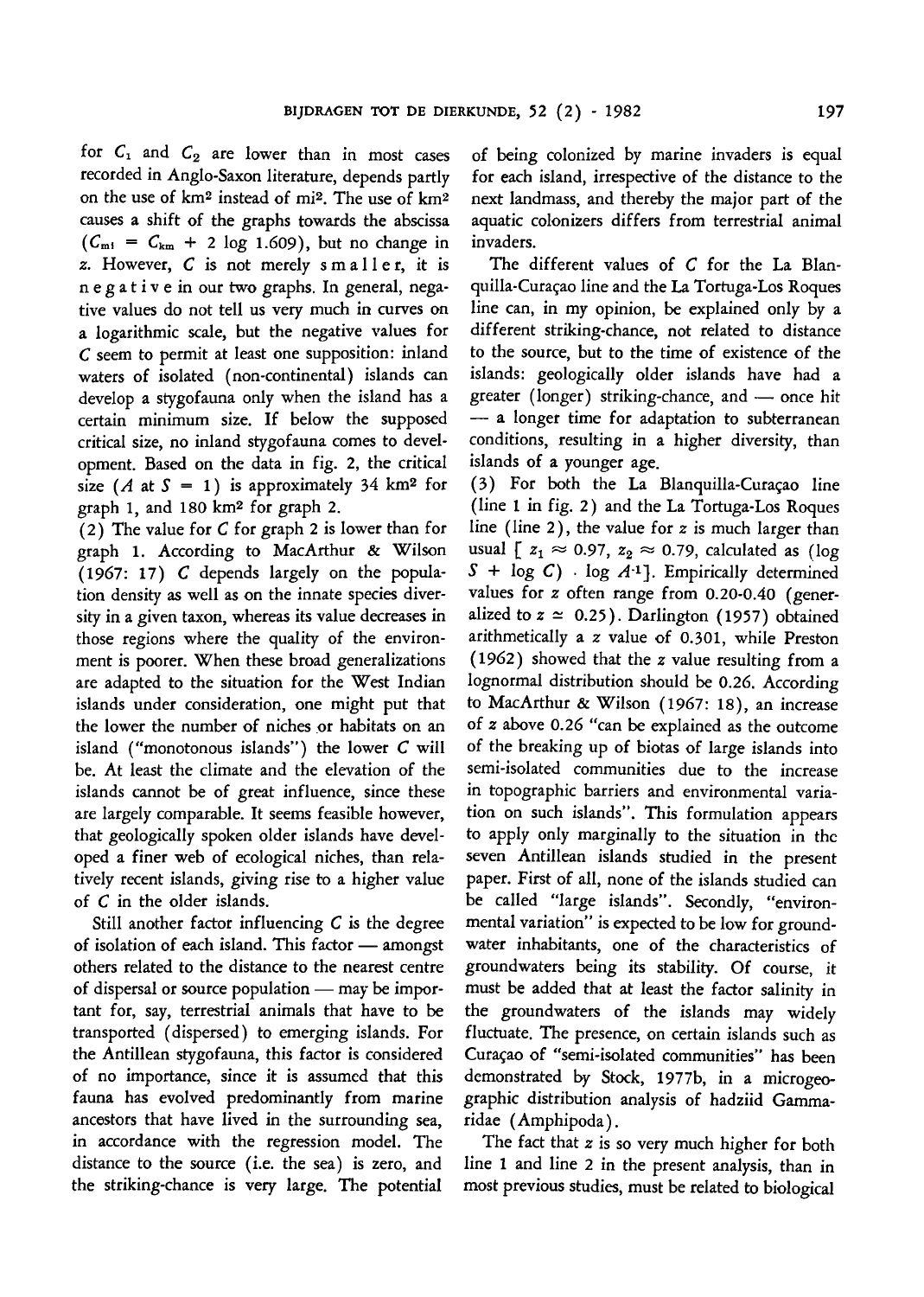for $C_1$ and $C_2$ are lower than in most cases recorded in Anglo-Saxon literature, depends partly on the use of km² instead of mi². The use of km² causes a shift of the graphs towards the abscissa ($C_{mi} = C_{km} + 2 \log 1.609$), but no change in $z$. However, $C$ is not merely s m a l l e r, it is n e g a t i v e in our two graphs. In general, negative values do not tell us very much in curves on a logarithmic scale, but the negative values for $C$ seem to permit at least one supposition: inland waters of isolated (non-continental) islands can develop a stygofauna only when the island has a certain minimum size. If below the supposed critical size, no inland stygofauna comes to development. Based on the data in fig. 2, the critical size ($A$ at $S = 1$) is approximately 34 km² for graph 1, and 180 km² for graph 2.

(2) The value for $C$ for graph 2 is lower than for graph 1. According to MacArthur & Wilson (1967: 17) $C$ depends largely on the population density as well as on the innate species diversity in a given taxon, whereas its value decreases in those regions where the quality of the environment is poorer. When these broad generalizations are adapted to the situation for the West Indian islands under consideration, one might put that the lower the number of niches or habitats on an island ("monotonous islands") the lower $C$ will be. At least the climate and the elevation of the islands cannot be of great influence, since these are largely comparable. It seems feasible however, that geologically spoken older islands have developed a finer web of ecological niches, than relatively recent islands, giving rise to a higher value of $C$ in the older islands.

Still another factor influencing $C$ is the degree of isolation of each island. This factor — amongst others related to the distance to the nearest centre of dispersal or source population — may be important for, say, terrestrial animals that have to be transported (dispersed) to emerging islands. For the Antillean stygofauna, this factor is considered of no importance, since it is assumed that this fauna has evolved predominantly from marine ancestors that have lived in the surrounding sea, in accordance with the regression model. The distance to the source (i.e. the sea) is zero, and the striking-chance is very large. The potential of being colonized by marine invaders is equal for each island, irrespective of the distance to the next landmass, and thereby the major part of the aquatic colonizers differs from terrestrial animal invaders.

The different values of $C$ for the La Blanquilla-Curaçao line and the La Tortuga-Los Roques line can, in my opinion, be explained only by a different striking-chance, not related to distance to the source, but to the time of existence of the islands: geologically older islands have had a greater (longer) striking-chance, and — once hit — a longer time for adaptation to subterranean conditions, resulting in a higher diversity, than islands of a younger age.

(3) For both the La Blanquilla-Curaçao line (line 1 in fig. 2) and the La Tortuga-Los Roques line (line 2), the value for $z$ is much larger than usual [ $z_1 \approx 0.97$, $z_2 \approx 0.79$, calculated as ($\log S + \log C$) $\cdot \log A^{-1}$]. Empirically determined values for $z$ often range from 0.20-0.40 (generalized to $z \simeq 0.25$). Darlington (1957) obtained arithmetically a $z$ value of 0.301, while Preston (1962) showed that the $z$ value resulting from a lognormal distribution should be 0.26. According to MacArthur & Wilson (1967: 18), an increase of $z$ above 0.26 "can be explained as the outcome of the breaking up of biotas of large islands into semi-isolated communities due to the increase in topographic barriers and environmental variation on such islands". This formulation appears to apply only marginally to the situation in the seven Antillean islands studied in the present paper. First of all, none of the islands studied can be called "large islands". Secondly, "environmental variation" is expected to be low for groundwater inhabitants, one of the characteristics of groundwaters being its stability. Of course, it must be added that at least the factor salinity in the groundwaters of the islands may widely fluctuate. The presence, on certain islands such as Curaçao of "semi-isolated communities" has been demonstrated by Stock, 1977b, in a microgeographic distribution analysis of hadziid Gammaridae (Amphipoda).

The fact that $z$ is so very much higher for both line 1 and line 2 in the present analysis, than in most previous studies, must be related to biological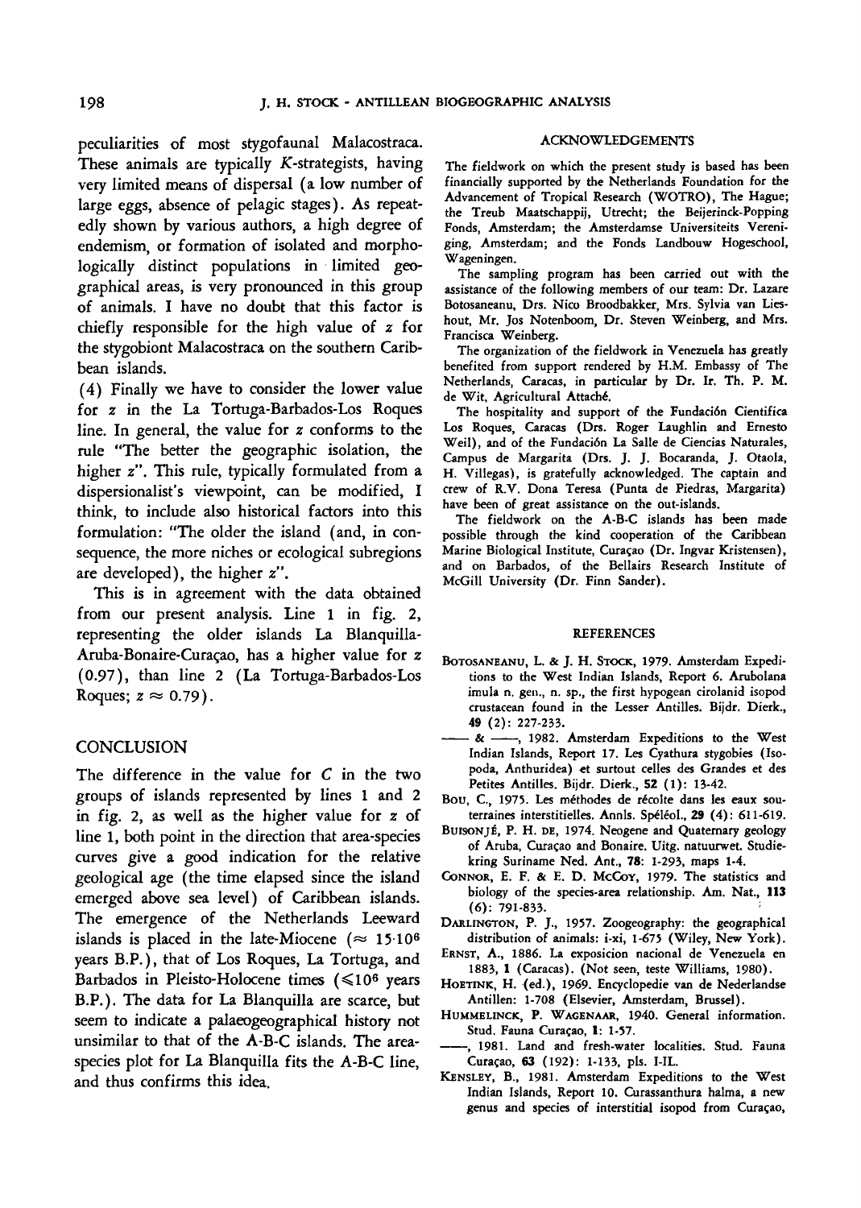peculiarities of most stygofaunal Malacostraca. These animals are typically *K*-strategists, having very limited means of dispersal (a low number of large eggs, absence of pelagic stages). As repeatedly shown by various authors, a high degree of endemism, or formation of isolated and morphologically distinct populations in limited geographical areas, is very pronounced in this group of animals. I have no doubt that this factor is chiefly responsible for the high value of $z$ for the stygobiont Malacostraca on the southern Caribbean islands.

(4) Finally we have to consider the lower value for $z$ in the La Tortuga-Barbados-Los Roques line. In general, the value for $z$ conforms to the rule "The better the geographic isolation, the higher $z$". This rule, typically formulated from a dispersionalist's viewpoint, can be modified, I think, to include also historical factors into this formulation: "The older the island (and, in consequence, the more niches or ecological subregions are developed), the higher $z$".

This is in agreement with the data obtained from our present analysis. Line 1 in fig. 2, representing the older islands La Blanquilla-Aruba-Bonaire-Curaçao, has a higher value for $z$ (0.97), than line 2 (La Tortuga-Barbados-Los Roques; $z \approx 0.79$).

## CONCLUSION

The difference in the value for $C$ in the two groups of islands represented by lines 1 and 2 in fig. 2, as well as the higher value for $z$ of line 1, both point in the direction that area-species curves give a good indication for the relative geological age (the time elapsed since the island emerged above sea level) of Caribbean islands. The emergence of the Netherlands Leeward islands is placed in the late-Miocene ($\approx 15 \cdot 10^6$ years B.P.), that of Los Roques, La Tortuga, and Barbados in Pleisto-Holocene times ($\leqslant 10^6$ years B.P.). The data for La Blanquilla are scarce, but seem to indicate a palaeogeographical history not unsimilar to that of the A-B-C islands. The area-species plot for La Blanquilla fits the A-B-C line, and thus confirms this idea.

## ACKNOWLEDGEMENTS

The fieldwork on which the present study is based has been financially supported by the Netherlands Foundation for the Advancement of Tropical Research (WOTRO), The Hague; the Treub Maatschappij, Utrecht; the Beijerinck-Popping Fonds, Amsterdam; the Amsterdamse Universiteits Vereniging, Amsterdam; and the Fonds Landbouw Hogeschool, Wageningen.

The sampling program has been carried out with the assistance of the following members of our team: Dr. Lazare Botosaneanu, Drs. Nico Broodbakker, Mrs. Sylvia van Lieshout, Mr. Jos Notenboom, Dr. Steven Weinberg, and Mrs. Francisca Weinberg.

The organization of the fieldwork in Venezuela has greatly benefited from support rendered by H.M. Embassy of The Netherlands, Caracas, in particular by Dr. Ir. Th. P. M. de Wit, Agricultural Attaché.

The hospitality and support of the Fundación Cientifica Los Roques, Caracas (Drs. Roger Laughlin and Ernesto Weil), and of the Fundación La Salle de Ciencias Naturales, Campus de Margarita (Drs. J. J. Bocaranda, J. Otaola, H. Villegas), is gratefully acknowledged. The captain and crew of R.V. Dona Teresa (Punta de Piedras, Margarita) have been of great assistance on the out-islands.

The fieldwork on the A-B-C islands has been made possible through the kind cooperation of the Caribbean Marine Biological Institute, Curaçao (Dr. Ingvar Kristensen), and on Barbados, of the Bellairs Research Institute of McGill University (Dr. Finn Sander).

## REFERENCES

BOTOSANEANU, L. & J. H. STOCK, 1979. Amsterdam Expeditions to the West Indian Islands, Report 6. Arubolana imula n. gen., n. sp., the first hypogean cirolanid isopod crustacean found in the Lesser Antilles. Bijdr. Dierk., **49** (2): 227-233.

—— & ——, 1982. Amsterdam Expeditions to the West Indian Islands, Report 17. Les Cyathura stygobies (Isopoda, Anthuridea) et surtout celles des Grandes et des Petites Antilles. Bijdr. Dierk., **52** (1): 13-42.

BOU, C., 1975. Les méthodes de récolte dans les eaux souterraines interstitielles. Annls. Spéléol., **29** (4): 611-619.

BUISONJÉ, P. H. DE, 1974. Neogene and Quaternary geology of Aruba, Curaçao and Bonaire. Uitg. natuurwet. Studiekring Suriname Ned. Ant., **78**: 1-293, maps 1-4.

CONNOR, E. F. & E. D. MCCOY, 1979. The statistics and biology of the species-area relationship. Am. Nat., **113** (6): 791-833.

DARLINGTON, P. J., 1957. Zoogeography: the geographical distribution of animals: i-xi, 1-675 (Wiley, New York).

ERNST, A., 1886. La exposicion nacional de Venezuela en 1883, **1** (Caracas). (Not seen, teste Williams, 1980).

HOETINK, H. (ed.), 1969. Encyclopedie van de Nederlandse Antillen: 1-708 (Elsevier, Amsterdam, Brussel).

HUMMELINCK, P. WAGENAAR, 1940. General information. Stud. Fauna Curaçao, **1**: 1-57.

——, 1981. Land and fresh-water localities. Stud. Fauna Curaçao, **63** (192): 1-133, pls. I-IL.

KENSLEY, B., 1981. Amsterdam Expeditions to the West Indian Islands, Report 10. Curassanthura halma, a new genus and species of interstitial isopod from Curaçao,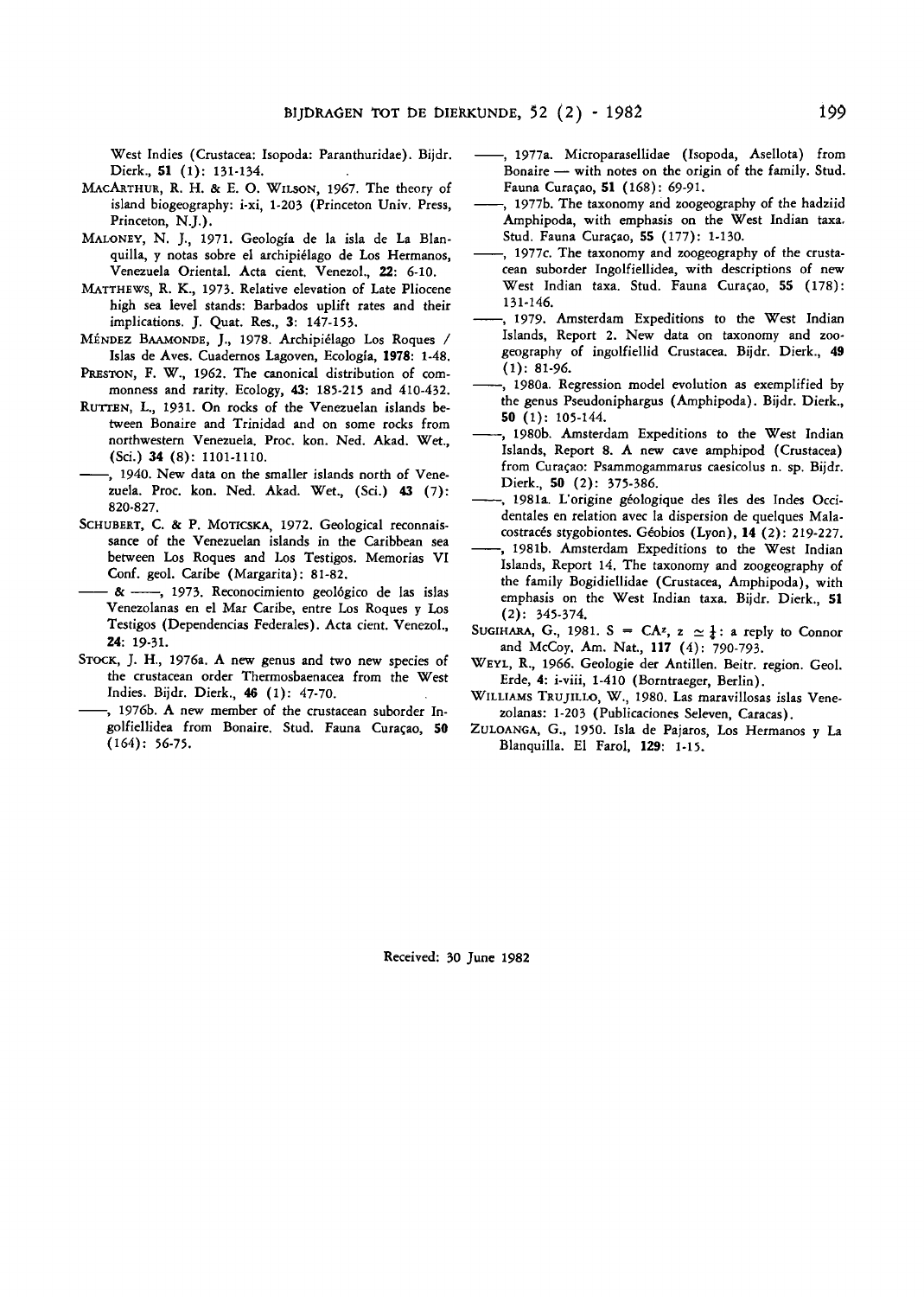West Indies (Crustacea: Isopoda: Paranthuridae). Bijdr. Dierk., **51** (1): 131-134.

MACARTHUR, R. H. & E. O. WILSON, 1967. The theory of island biogeography: i-xi, 1-203 (Princeton Univ. Press, Princeton, N.J.).

MALONEY, N. J., 1971. Geología de la isla de La Blanquilla, y notas sobre el archipiélago de Los Hermanos, Venezuela Oriental. Acta cient. Venezol., **22**: 6-10.

MATTHEWS, R. K., 1973. Relative elevation of Late Pliocene high sea level stands: Barbados uplift rates and their implications. J. Quat. Res., **3**: 147-153.

MÉNDEZ BAAMONDE, J., 1978. Archipiélago Los Roques / Islas de Aves. Cuadernos Lagoven, Ecología, **1978**: 1-48.

PRESTON, F. W., 1962. The canonical distribution of commonness and rarity. Ecology, **43**: 185-215 and 410-432.

RUTTEN, L., 1931. On rocks of the Venezuelan islands between Bonaire and Trinidad and on some rocks from northwestern Venezuela. Proc. kon. Ned. Akad. Wet., (Sci.) **34** (8): 1101-1110.

——, 1940. New data on the smaller islands north of Venezuela. Proc. kon. Ned. Akad. Wet., (Sci.) **43** (7): 820-827.

SCHUBERT, C. & P. MOTICSKA, 1972. Geological reconnaissance of the Venezuelan islands in the Caribbean sea between Los Roques and Los Testigos. Memorias VI Conf. geol. Caribe (Margarita): 81-82.

—— & ——, 1973. Reconocimiento geológico de las islas Venezolanas en el Mar Caribe, entre Los Roques y Los Testigos (Dependencias Federales). Acta cient. Venezol., **24**: 19-31.

STOCK, J. H., 1976a. A new genus and two new species of the crustacean order Thermosbaenacea from the West Indies. Bijdr. Dierk., **46** (1): 47-70.

——, 1976b. A new member of the crustacean suborder Ingolfiellidea from Bonaire. Stud. Fauna Curaçao, **50** (164): 56-75.

——, 1977a. Microparasellidae (Isopoda, Asellota) from Bonaire — with notes on the origin of the family. Stud. Fauna Curaçao, **51** (168): 69-91.

——, 1977b. The taxonomy and zoogeography of the hadziid Amphipoda, with emphasis on the West Indian taxa. Stud. Fauna Curaçao, **55** (177): 1-130.

——, 1977c. The taxonomy and zoogeography of the crustacean suborder Ingolfiellidea, with descriptions of new West Indian taxa. Stud. Fauna Curaçao, **55** (178): 131-146.

——, 1979. Amsterdam Expeditions to the West Indian Islands, Report 2. New data on taxonomy and zoogeography of ingolfiellid Crustacea. Bijdr. Dierk., **49** (1): 81-96.

——, 1980a. Regression model evolution as exemplified by the genus Pseudoniphargus (Amphipoda). Bijdr. Dierk., **50** (1): 105-144.

——, 1980b. Amsterdam Expeditions to the West Indian Islands, Report 8. A new cave amphipod (Crustacea) from Curaçao: Psammogammarus caesicolus n. sp. Bijdr. Dierk., **50** (2): 375-386.

——, 1981a. L'origine géologique des îles des Indes Occidentales en relation avec la dispersion de quelques Malacostracés stygobiontes. Géobios (Lyon), **14** (2): 219-227.

——, 1981b. Amsterdam Expeditions to the West Indian Islands, Report 14. The taxonomy and zoogeography of the family Bogidiellidae (Crustacea, Amphipoda), with emphasis on the West Indian taxa. Bijdr. Dierk., **51** (2): 345-374.

SUGIHARA, G., 1981. $S = CA^z$, $z \simeq \frac{1}{4}$: a reply to Connor and McCoy. Am. Nat., **117** (4): 790-793.

WEYL, R., 1966. Geologie der Antillen. Beitr. region. Geol. Erde, **4**: i-viii, 1-410 (Borntraeger, Berlin).

WILLIAMS TRUJILLO, W., 1980. Las maravillosas islas Venezolanas: 1-203 (Publicaciones Seleven, Caracas).

ZULOANGA, G., 1950. Isla de Pajaros, Los Hermanos y La Blanquilla. El Farol, **129**: 1-15.

Received: 30 June 1982